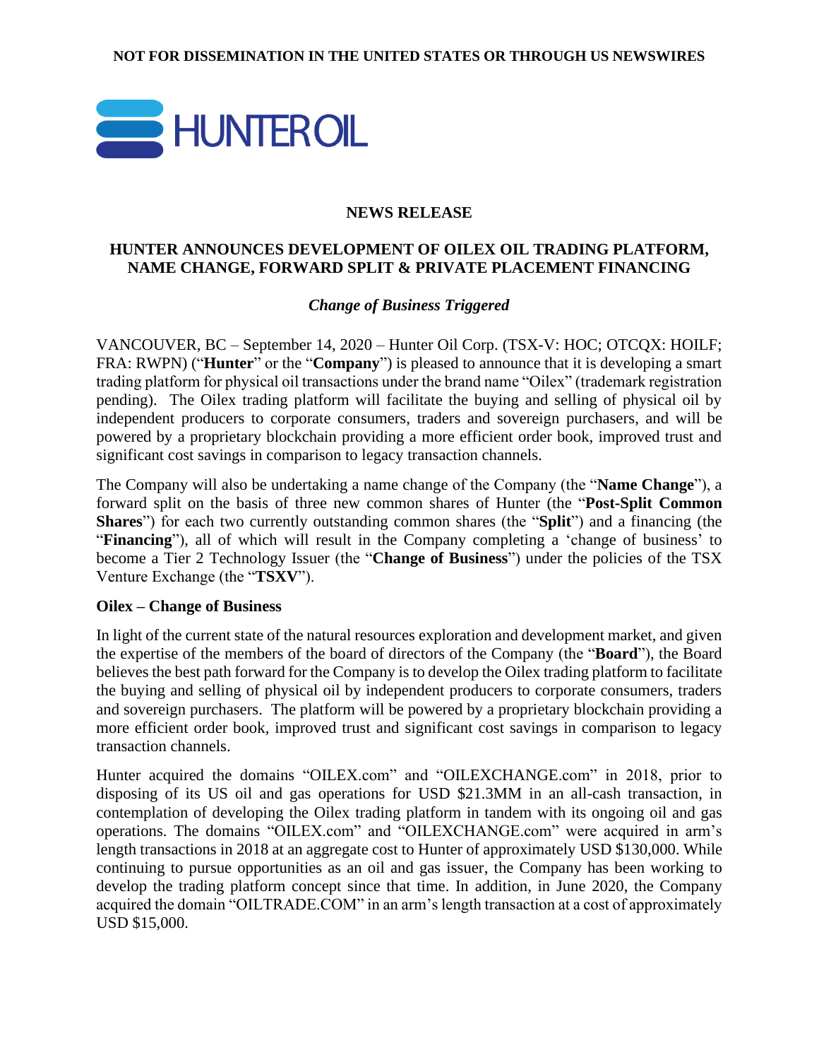NOT FOR DISSEMINATION IN THE UNITED STATES OR THROUGH US NEWSWIRES

HUNTEROIL

## NEWS RELEASE

# HUNTER ANNOUNCES DEVELOPMENT OF OILEX OIL TRADING PLATFORM, NAME CHANGE, FORWARD SPLIT & PRIVATE PLACEMENT FINANCING

***Change of Business Triggered***

VANCOUVER, BC – September 14, 2020 – Hunter Oil Corp. (TSX-V: HOC; OTCQX: HOILF; FRA: RWPN) ("**Hunter**" or the "**Company**") is pleased to announce that it is developing a smart trading platform for physical oil transactions under the brand name "Oilex" (trademark registration pending). The Oilex trading platform will facilitate the buying and selling of physical oil by independent producers to corporate consumers, traders and sovereign purchasers, and will be powered by a proprietary blockchain providing a more efficient order book, improved trust and significant cost savings in comparison to legacy transaction channels.

The Company will also be undertaking a name change of the Company (the "**Name Change**"), a forward split on the basis of three new common shares of Hunter (the "**Post-Split Common Shares**") for each two currently outstanding common shares (the "**Split**") and a financing (the "**Financing**"), all of which will result in the Company completing a 'change of business' to become a Tier 2 Technology Issuer (the "**Change of Business**") under the policies of the TSX Venture Exchange (the "**TSXV**").

### Oilex – Change of Business

In light of the current state of the natural resources exploration and development market, and given the expertise of the members of the board of directors of the Company (the "**Board**"), the Board believes the best path forward for the Company is to develop the Oilex trading platform to facilitate the buying and selling of physical oil by independent producers to corporate consumers, traders and sovereign purchasers. The platform will be powered by a proprietary blockchain providing a more efficient order book, improved trust and significant cost savings in comparison to legacy transaction channels.

Hunter acquired the domains "OILEX.com" and "OILEXCHANGE.com" in 2018, prior to disposing of its US oil and gas operations for USD $21.3MM in an all-cash transaction, in contemplation of developing the Oilex trading platform in tandem with its ongoing oil and gas operations. The domains "OILEX.com" and "OILEXCHANGE.com" were acquired in arm's length transactions in 2018 at an aggregate cost to Hunter of approximately USD $130,000. While continuing to pursue opportunities as an oil and gas issuer, the Company has been working to develop the trading platform concept since that time. In addition, in June 2020, the Company acquired the domain "OILTRADE.COM" in an arm's length transaction at a cost of approximately USD $15,000.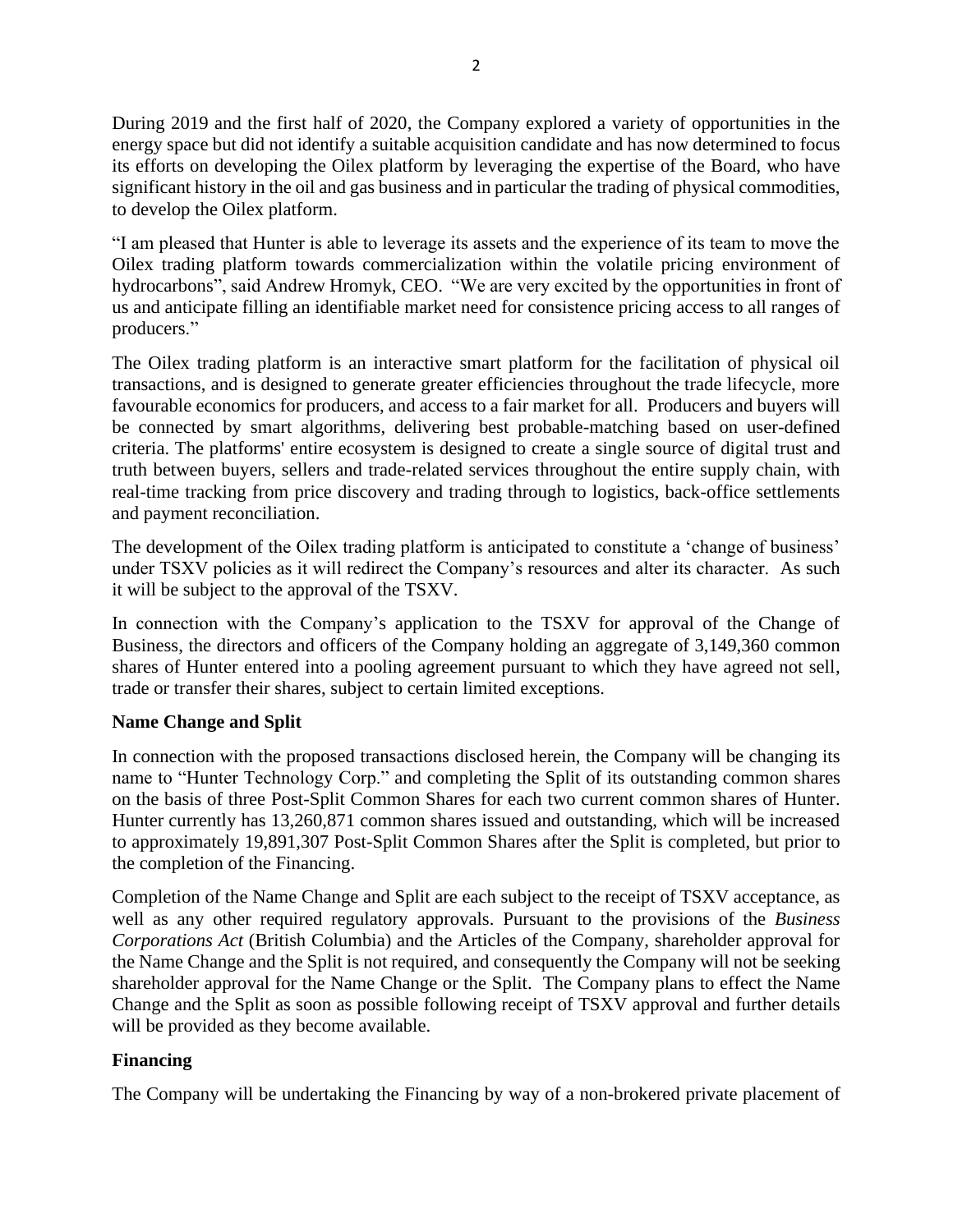During 2019 and the first half of 2020, the Company explored a variety of opportunities in the energy space but did not identify a suitable acquisition candidate and has now determined to focus its efforts on developing the Oilex platform by leveraging the expertise of the Board, who have significant history in the oil and gas business and in particular the trading of physical commodities, to develop the Oilex platform.

"I am pleased that Hunter is able to leverage its assets and the experience of its team to move the Oilex trading platform towards commercialization within the volatile pricing environment of hydrocarbons", said Andrew Hromyk, CEO. "We are very excited by the opportunities in front of us and anticipate filling an identifiable market need for consistence pricing access to all ranges of producers."

The Oilex trading platform is an interactive smart platform for the facilitation of physical oil transactions, and is designed to generate greater efficiencies throughout the trade lifecycle, more favourable economics for producers, and access to a fair market for all. Producers and buyers will be connected by smart algorithms, delivering best probable-matching based on user-defined criteria. The platforms' entire ecosystem is designed to create a single source of digital trust and truth between buyers, sellers and trade-related services throughout the entire supply chain, with real-time tracking from price discovery and trading through to logistics, back-office settlements and payment reconciliation.

The development of the Oilex trading platform is anticipated to constitute a 'change of business' under TSXV policies as it will redirect the Company's resources and alter its character. As such it will be subject to the approval of the TSXV.

In connection with the Company's application to the TSXV for approval of the Change of Business, the directors and officers of the Company holding an aggregate of 3,149,360 common shares of Hunter entered into a pooling agreement pursuant to which they have agreed not sell, trade or transfer their shares, subject to certain limited exceptions.

**Name Change and Split**

In connection with the proposed transactions disclosed herein, the Company will be changing its name to "Hunter Technology Corp." and completing the Split of its outstanding common shares on the basis of three Post-Split Common Shares for each two current common shares of Hunter. Hunter currently has 13,260,871 common shares issued and outstanding, which will be increased to approximately 19,891,307 Post-Split Common Shares after the Split is completed, but prior to the completion of the Financing.

Completion of the Name Change and Split are each subject to the receipt of TSXV acceptance, as well as any other required regulatory approvals. Pursuant to the provisions of the *Business Corporations Act* (British Columbia) and the Articles of the Company, shareholder approval for the Name Change and the Split is not required, and consequently the Company will not be seeking shareholder approval for the Name Change or the Split. The Company plans to effect the Name Change and the Split as soon as possible following receipt of TSXV approval and further details will be provided as they become available.

**Financing**

The Company will be undertaking the Financing by way of a non-brokered private placement of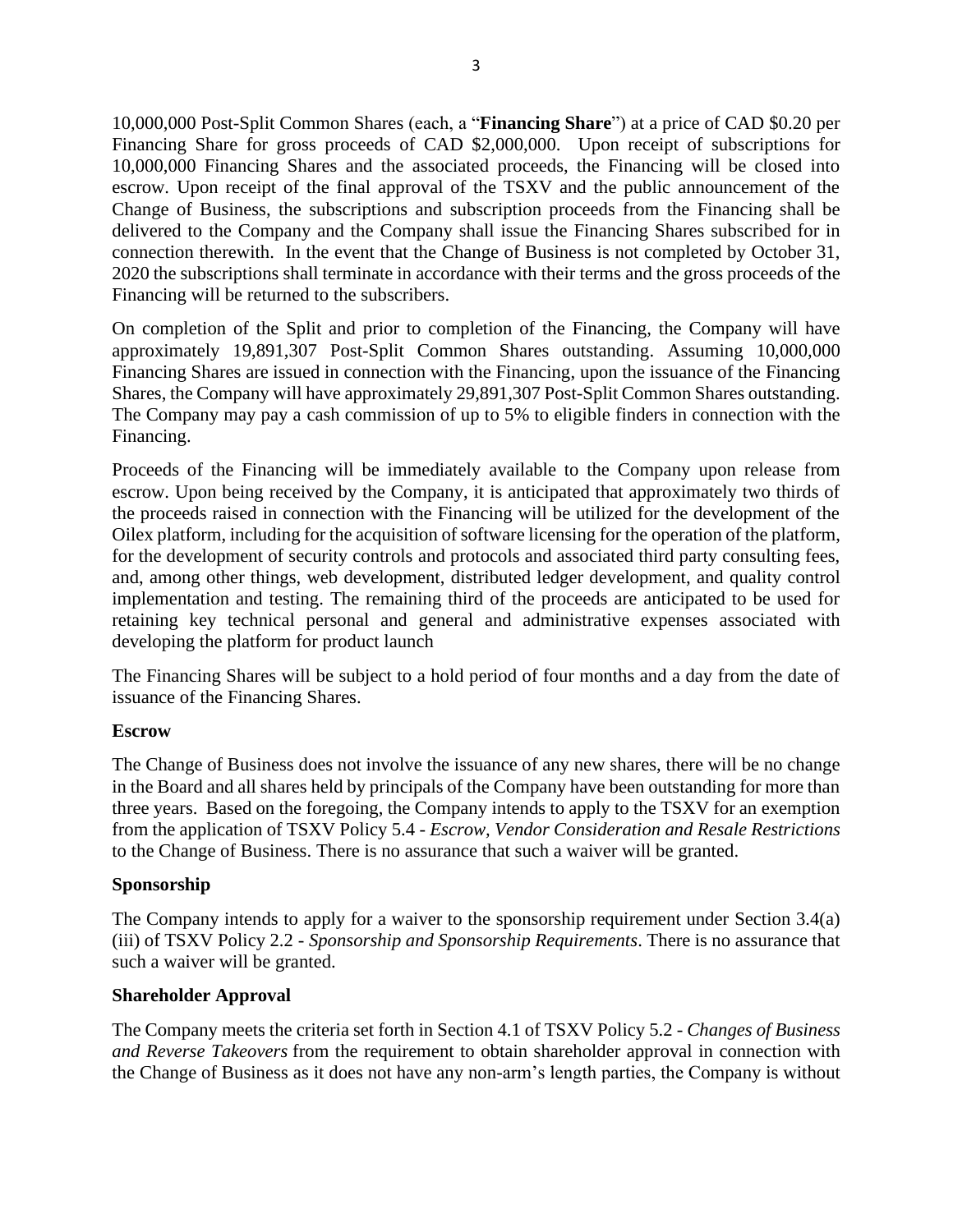10,000,000 Post-Split Common Shares (each, a "**Financing Share**") at a price of CAD $0.20 per Financing Share for gross proceeds of CAD $2,000,000. Upon receipt of subscriptions for 10,000,000 Financing Shares and the associated proceeds, the Financing will be closed into escrow. Upon receipt of the final approval of the TSXV and the public announcement of the Change of Business, the subscriptions and subscription proceeds from the Financing shall be delivered to the Company and the Company shall issue the Financing Shares subscribed for in connection therewith. In the event that the Change of Business is not completed by October 31, 2020 the subscriptions shall terminate in accordance with their terms and the gross proceeds of the Financing will be returned to the subscribers.

On completion of the Split and prior to completion of the Financing, the Company will have approximately 19,891,307 Post-Split Common Shares outstanding. Assuming 10,000,000 Financing Shares are issued in connection with the Financing, upon the issuance of the Financing Shares, the Company will have approximately 29,891,307 Post-Split Common Shares outstanding. The Company may pay a cash commission of up to 5% to eligible finders in connection with the Financing.

Proceeds of the Financing will be immediately available to the Company upon release from escrow. Upon being received by the Company, it is anticipated that approximately two thirds of the proceeds raised in connection with the Financing will be utilized for the development of the Oilex platform, including for the acquisition of software licensing for the operation of the platform, for the development of security controls and protocols and associated third party consulting fees, and, among other things, web development, distributed ledger development, and quality control implementation and testing. The remaining third of the proceeds are anticipated to be used for retaining key technical personal and general and administrative expenses associated with developing the platform for product launch

The Financing Shares will be subject to a hold period of four months and a day from the date of issuance of the Financing Shares.

**Escrow**

The Change of Business does not involve the issuance of any new shares, there will be no change in the Board and all shares held by principals of the Company have been outstanding for more than three years. Based on the foregoing, the Company intends to apply to the TSXV for an exemption from the application of TSXV Policy 5.4 - *Escrow, Vendor Consideration and Resale Restrictions* to the Change of Business. There is no assurance that such a waiver will be granted.

**Sponsorship**

The Company intends to apply for a waiver to the sponsorship requirement under Section 3.4(a)(iii) of TSXV Policy 2.2 - *Sponsorship and Sponsorship Requirements*. There is no assurance that such a waiver will be granted.

**Shareholder Approval**

The Company meets the criteria set forth in Section 4.1 of TSXV Policy 5.2 - *Changes of Business and Reverse Takeovers* from the requirement to obtain shareholder approval in connection with the Change of Business as it does not have any non-arm's length parties, the Company is without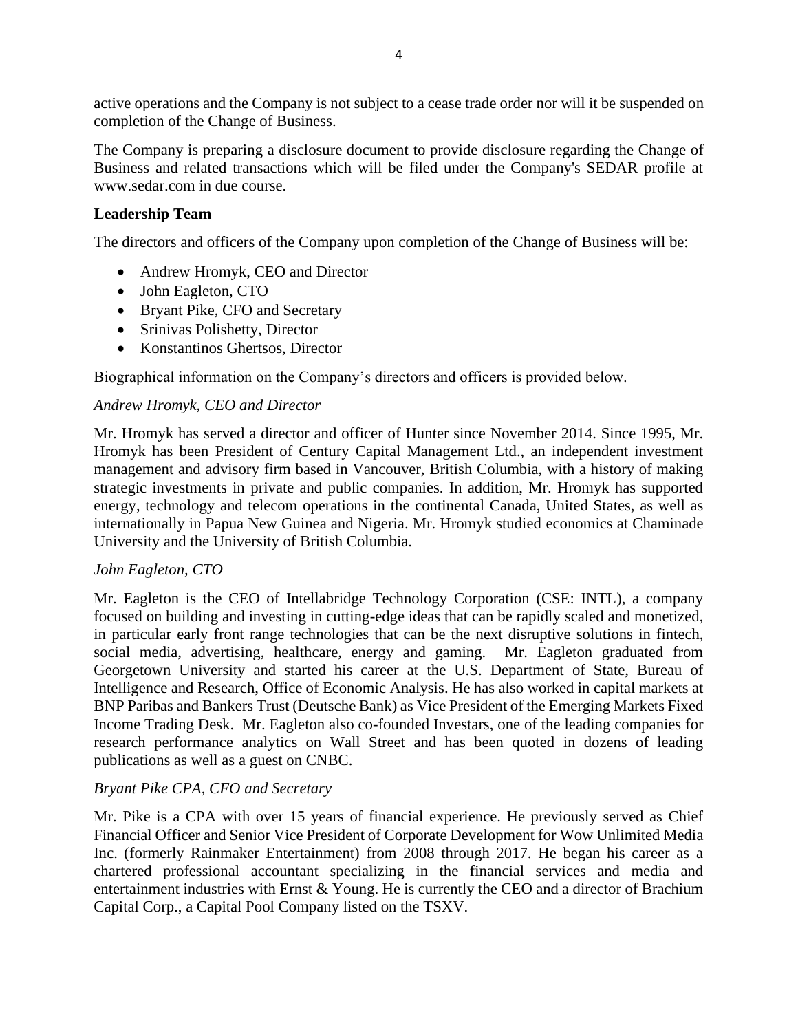active operations and the Company is not subject to a cease trade order nor will it be suspended on completion of the Change of Business.

The Company is preparing a disclosure document to provide disclosure regarding the Change of Business and related transactions which will be filed under the Company's SEDAR profile at www.sedar.com in due course.

**Leadership Team**

The directors and officers of the Company upon completion of the Change of Business will be:

- Andrew Hromyk, CEO and Director
- John Eagleton, CTO
- Bryant Pike, CFO and Secretary
- Srinivas Polishetty, Director
- Konstantinos Ghertsos, Director

Biographical information on the Company's directors and officers is provided below.

*Andrew Hromyk, CEO and Director*

Mr. Hromyk has served a director and officer of Hunter since November 2014. Since 1995, Mr. Hromyk has been President of Century Capital Management Ltd., an independent investment management and advisory firm based in Vancouver, British Columbia, with a history of making strategic investments in private and public companies. In addition, Mr. Hromyk has supported energy, technology and telecom operations in the continental Canada, United States, as well as internationally in Papua New Guinea and Nigeria. Mr. Hromyk studied economics at Chaminade University and the University of British Columbia.

*John Eagleton, CTO*

Mr. Eagleton is the CEO of Intellabridge Technology Corporation (CSE: INTL), a company focused on building and investing in cutting-edge ideas that can be rapidly scaled and monetized, in particular early front range technologies that can be the next disruptive solutions in fintech, social media, advertising, healthcare, energy and gaming. Mr. Eagleton graduated from Georgetown University and started his career at the U.S. Department of State, Bureau of Intelligence and Research, Office of Economic Analysis. He has also worked in capital markets at BNP Paribas and Bankers Trust (Deutsche Bank) as Vice President of the Emerging Markets Fixed Income Trading Desk. Mr. Eagleton also co-founded Investars, one of the leading companies for research performance analytics on Wall Street and has been quoted in dozens of leading publications as well as a guest on CNBC.

*Bryant Pike CPA, CFO and Secretary*

Mr. Pike is a CPA with over 15 years of financial experience. He previously served as Chief Financial Officer and Senior Vice President of Corporate Development for Wow Unlimited Media Inc. (formerly Rainmaker Entertainment) from 2008 through 2017. He began his career as a chartered professional accountant specializing in the financial services and media and entertainment industries with Ernst & Young. He is currently the CEO and a director of Brachium Capital Corp., a Capital Pool Company listed on the TSXV.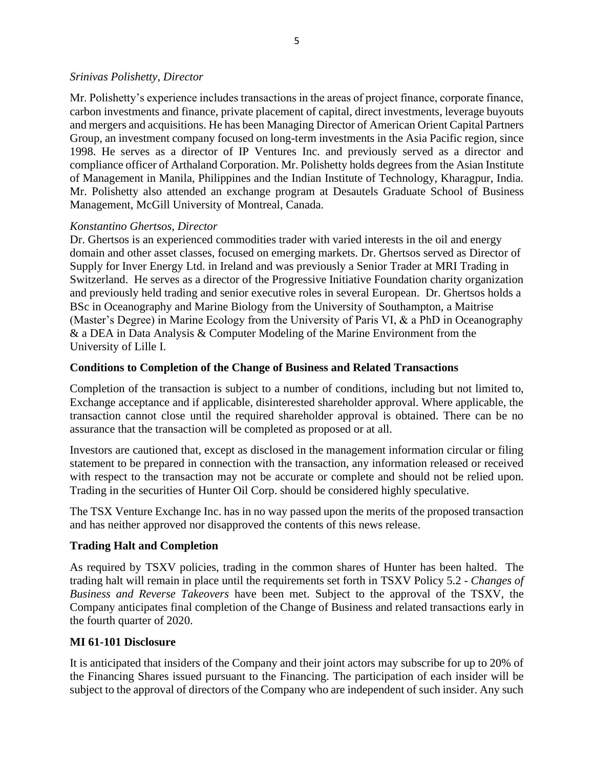*Srinivas Polishetty, Director*

Mr. Polishetty's experience includes transactions in the areas of project finance, corporate finance, carbon investments and finance, private placement of capital, direct investments, leverage buyouts and mergers and acquisitions. He has been Managing Director of American Orient Capital Partners Group, an investment company focused on long-term investments in the Asia Pacific region, since 1998. He serves as a director of IP Ventures Inc. and previously served as a director and compliance officer of Arthaland Corporation. Mr. Polishetty holds degrees from the Asian Institute of Management in Manila, Philippines and the Indian Institute of Technology, Kharagpur, India. Mr. Polishetty also attended an exchange program at Desautels Graduate School of Business Management, McGill University of Montreal, Canada.

*Konstantino Ghertsos, Director*

Dr. Ghertsos is an experienced commodities trader with varied interests in the oil and energy domain and other asset classes, focused on emerging markets. Dr. Ghertsos served as Director of Supply for Inver Energy Ltd. in Ireland and was previously a Senior Trader at MRI Trading in Switzerland. He serves as a director of the Progressive Initiative Foundation charity organization and previously held trading and senior executive roles in several European. Dr. Ghertsos holds a BSc in Oceanography and Marine Biology from the University of Southampton, a Maitrise (Master's Degree) in Marine Ecology from the University of Paris VI, & a PhD in Oceanography & a DEA in Data Analysis & Computer Modeling of the Marine Environment from the University of Lille I.

**Conditions to Completion of the Change of Business and Related Transactions**

Completion of the transaction is subject to a number of conditions, including but not limited to, Exchange acceptance and if applicable, disinterested shareholder approval. Where applicable, the transaction cannot close until the required shareholder approval is obtained. There can be no assurance that the transaction will be completed as proposed or at all.

Investors are cautioned that, except as disclosed in the management information circular or filing statement to be prepared in connection with the transaction, any information released or received with respect to the transaction may not be accurate or complete and should not be relied upon. Trading in the securities of Hunter Oil Corp. should be considered highly speculative.

The TSX Venture Exchange Inc. has in no way passed upon the merits of the proposed transaction and has neither approved nor disapproved the contents of this news release.

**Trading Halt and Completion**

As required by TSXV policies, trading in the common shares of Hunter has been halted. The trading halt will remain in place until the requirements set forth in TSXV Policy 5.2 - *Changes of Business and Reverse Takeovers* have been met. Subject to the approval of the TSXV, the Company anticipates final completion of the Change of Business and related transactions early in the fourth quarter of 2020.

**MI 61-101 Disclosure**

It is anticipated that insiders of the Company and their joint actors may subscribe for up to 20% of the Financing Shares issued pursuant to the Financing. The participation of each insider will be subject to the approval of directors of the Company who are independent of such insider. Any such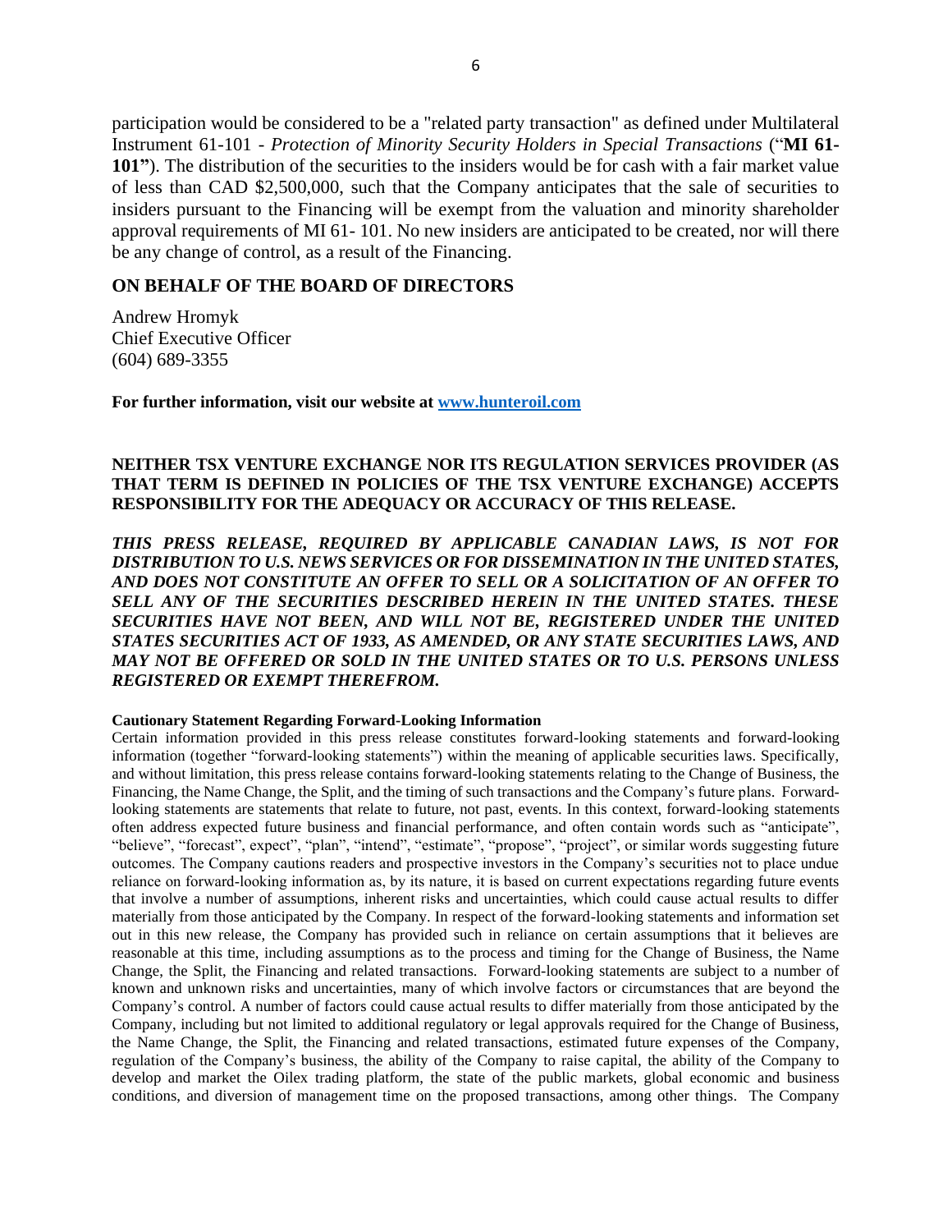participation would be considered to be a "related party transaction" as defined under Multilateral Instrument 61-101 - *Protection of Minority Security Holders in Special Transactions* ("**MI 61-101"**). The distribution of the securities to the insiders would be for cash with a fair market value of less than CAD $2,500,000, such that the Company anticipates that the sale of securities to insiders pursuant to the Financing will be exempt from the valuation and minority shareholder approval requirements of MI 61- 101. No new insiders are anticipated to be created, nor will there be any change of control, as a result of the Financing.

## ON BEHALF OF THE BOARD OF DIRECTORS

Andrew Hromyk
Chief Executive Officer
(604) 689-3355

**For further information, visit our website at [www.hunteroil.com](www.hunteroil.com)**

**NEITHER TSX VENTURE EXCHANGE NOR ITS REGULATION SERVICES PROVIDER (AS THAT TERM IS DEFINED IN POLICIES OF THE TSX VENTURE EXCHANGE) ACCEPTS RESPONSIBILITY FOR THE ADEQUACY OR ACCURACY OF THIS RELEASE.**

***THIS PRESS RELEASE, REQUIRED BY APPLICABLE CANADIAN LAWS, IS NOT FOR DISTRIBUTION TO U.S. NEWS SERVICES OR FOR DISSEMINATION IN THE UNITED STATES, AND DOES NOT CONSTITUTE AN OFFER TO SELL OR A SOLICITATION OF AN OFFER TO SELL ANY OF THE SECURITIES DESCRIBED HEREIN IN THE UNITED STATES. THESE SECURITIES HAVE NOT BEEN, AND WILL NOT BE, REGISTERED UNDER THE UNITED STATES SECURITIES ACT OF 1933, AS AMENDED, OR ANY STATE SECURITIES LAWS, AND MAY NOT BE OFFERED OR SOLD IN THE UNITED STATES OR TO U.S. PERSONS UNLESS REGISTERED OR EXEMPT THEREFROM.***

**Cautionary Statement Regarding Forward-Looking Information**

Certain information provided in this press release constitutes forward-looking statements and forward-looking information (together "forward-looking statements") within the meaning of applicable securities laws. Specifically, and without limitation, this press release contains forward-looking statements relating to the Change of Business, the Financing, the Name Change, the Split, and the timing of such transactions and the Company's future plans. Forward-looking statements are statements that relate to future, not past, events. In this context, forward-looking statements often address expected future business and financial performance, and often contain words such as "anticipate", "believe", "forecast", expect", "plan", "intend", "estimate", "propose", "project", or similar words suggesting future outcomes. The Company cautions readers and prospective investors in the Company's securities not to place undue reliance on forward-looking information as, by its nature, it is based on current expectations regarding future events that involve a number of assumptions, inherent risks and uncertainties, which could cause actual results to differ materially from those anticipated by the Company. In respect of the forward-looking statements and information set out in this new release, the Company has provided such in reliance on certain assumptions that it believes are reasonable at this time, including assumptions as to the process and timing for the Change of Business, the Name Change, the Split, the Financing and related transactions. Forward-looking statements are subject to a number of known and unknown risks and uncertainties, many of which involve factors or circumstances that are beyond the Company's control. A number of factors could cause actual results to differ materially from those anticipated by the Company, including but not limited to additional regulatory or legal approvals required for the Change of Business, the Name Change, the Split, the Financing and related transactions, estimated future expenses of the Company, regulation of the Company's business, the ability of the Company to raise capital, the ability of the Company to develop and market the Oilex trading platform, the state of the public markets, global economic and business conditions, and diversion of management time on the proposed transactions, among other things. The Company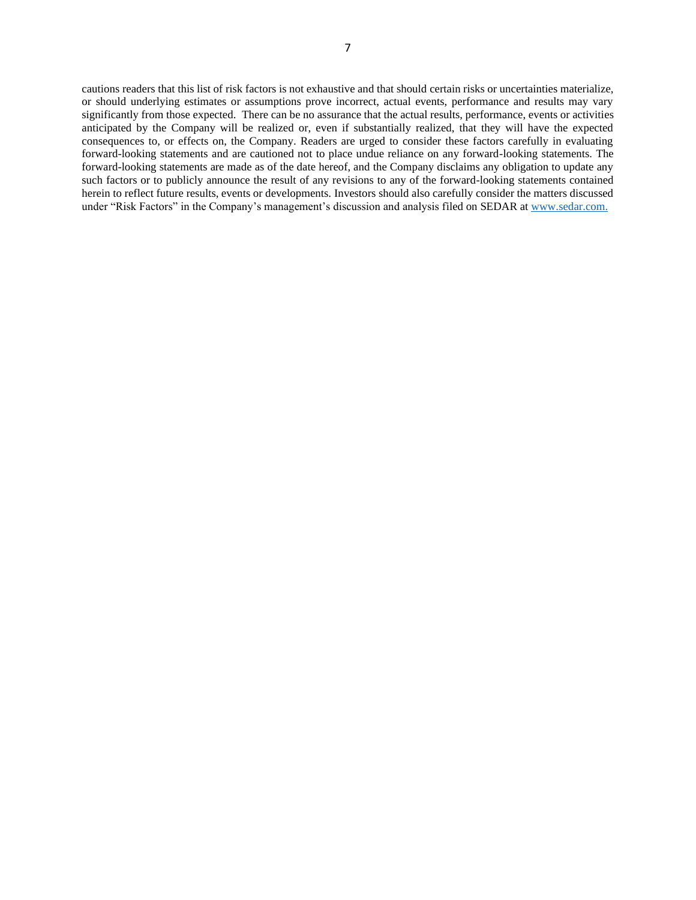cautions readers that this list of risk factors is not exhaustive and that should certain risks or uncertainties materialize, or should underlying estimates or assumptions prove incorrect, actual events, performance and results may vary significantly from those expected. There can be no assurance that the actual results, performance, events or activities anticipated by the Company will be realized or, even if substantially realized, that they will have the expected consequences to, or effects on, the Company. Readers are urged to consider these factors carefully in evaluating forward-looking statements and are cautioned not to place undue reliance on any forward-looking statements. The forward-looking statements are made as of the date hereof, and the Company disclaims any obligation to update any such factors or to publicly announce the result of any revisions to any of the forward-looking statements contained herein to reflect future results, events or developments. Investors should also carefully consider the matters discussed under "Risk Factors" in the Company's management's discussion and analysis filed on SEDAR at [www.sedar.com.](http://www.sedar.com)